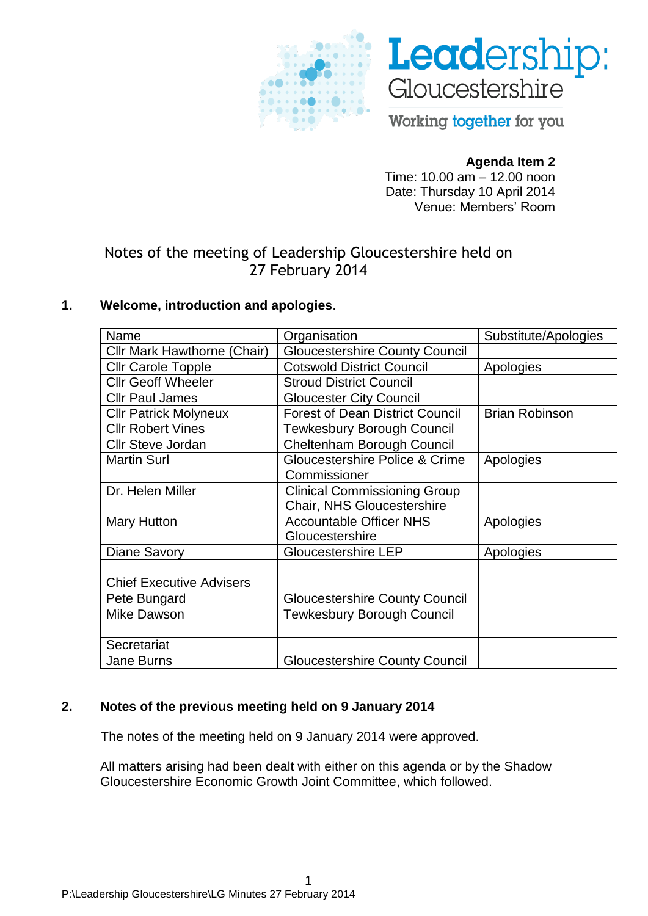Leadership: Gloucestershire

Working together for you

**Agenda Item 2**
Time: 10.00 am – 12.00 noon
Date: Thursday 10 April 2014
Venue: Members' Room

# Notes of the meeting of Leadership Gloucestershire held on 27 February 2014

## 1. Welcome, introduction and apologies.

| Name | Organisation | Substitute/Apologies |
|---|---|---|
| Cllr Mark Hawthorne (Chair) | Gloucestershire County Council | |
| Cllr Carole Topple | Cotswold District Council | Apologies |
| Cllr Geoff Wheeler | Stroud District Council | |
| Cllr Paul James | Gloucester City Council | |
| Cllr Patrick Molyneux | Forest of Dean District Council | Brian Robinson |
| Cllr Robert Vines | Tewkesbury Borough Council | |
| Cllr Steve Jordan | Cheltenham Borough Council | |
| Martin Surl | Gloucestershire Police & Crime Commissioner | Apologies |
| Dr. Helen Miller | Clinical Commissioning Group Chair, NHS Gloucestershire | |
| Mary Hutton | Accountable Officer NHS Gloucestershire | Apologies |
| Diane Savory | Gloucestershire LEP | Apologies |
| | | |
| Chief Executive Advisers | | |
| Pete Bungard | Gloucestershire County Council | |
| Mike Dawson | Tewkesbury Borough Council | |
| | | |
| Secretariat | | |
| Jane Burns | Gloucestershire County Council | |

## 2. Notes of the previous meeting held on 9 January 2014

The notes of the meeting held on 9 January 2014 were approved.

All matters arising had been dealt with either on this agenda or by the Shadow Gloucestershire Economic Growth Joint Committee, which followed.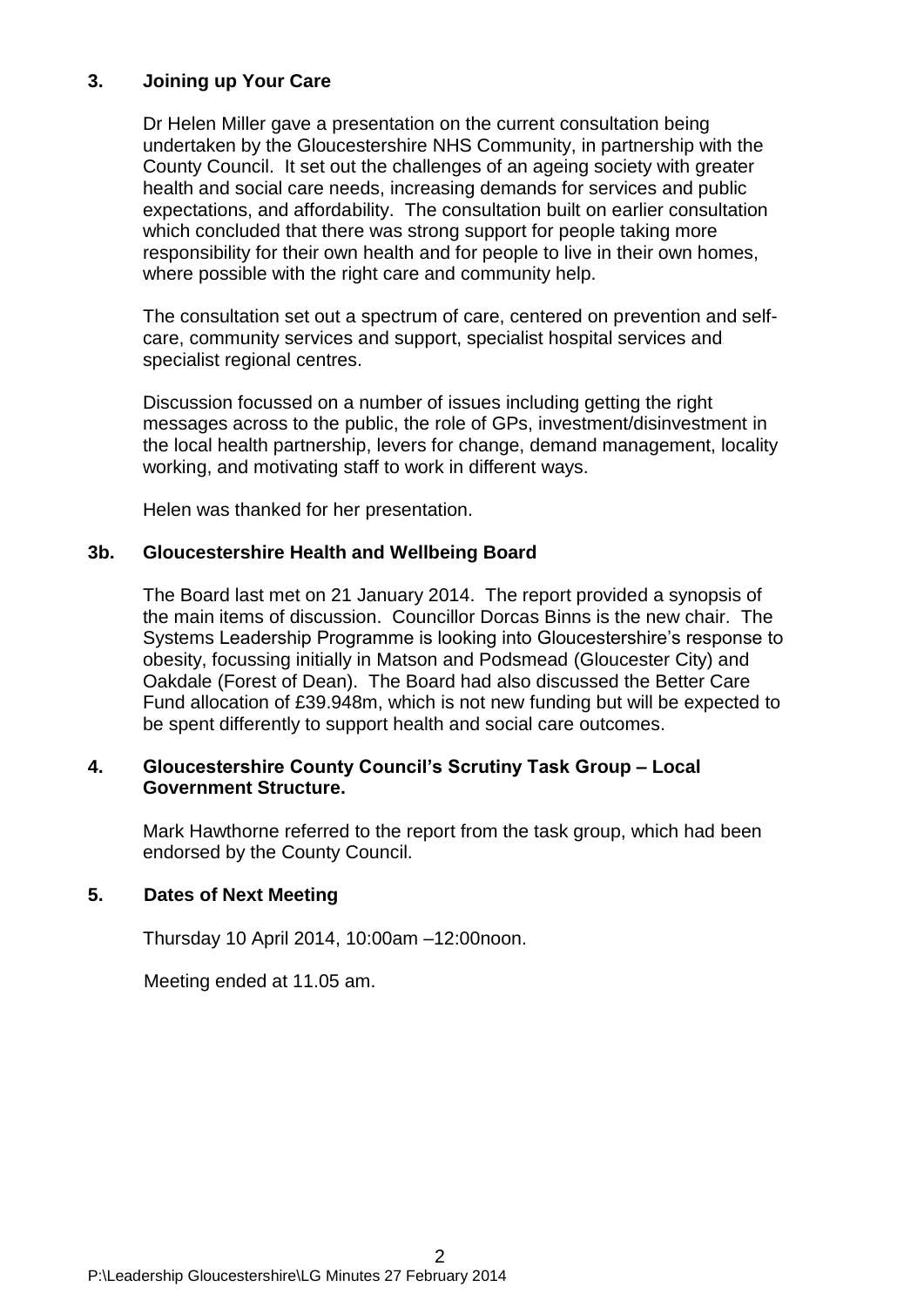## 3. Joining up Your Care

Dr Helen Miller gave a presentation on the current consultation being undertaken by the Gloucestershire NHS Community, in partnership with the County Council. It set out the challenges of an ageing society with greater health and social care needs, increasing demands for services and public expectations, and affordability. The consultation built on earlier consultation which concluded that there was strong support for people taking more responsibility for their own health and for people to live in their own homes, where possible with the right care and community help.

The consultation set out a spectrum of care, centered on prevention and self-care, community services and support, specialist hospital services and specialist regional centres.

Discussion focussed on a number of issues including getting the right messages across to the public, the role of GPs, investment/disinvestment in the local health partnership, levers for change, demand management, locality working, and motivating staff to work in different ways.

Helen was thanked for her presentation.

## 3b. Gloucestershire Health and Wellbeing Board

The Board last met on 21 January 2014. The report provided a synopsis of the main items of discussion. Councillor Dorcas Binns is the new chair. The Systems Leadership Programme is looking into Gloucestershire's response to obesity, focussing initially in Matson and Podsmead (Gloucester City) and Oakdale (Forest of Dean). The Board had also discussed the Better Care Fund allocation of £39.948m, which is not new funding but will be expected to be spent differently to support health and social care outcomes.

## 4. Gloucestershire County Council's Scrutiny Task Group – Local Government Structure.

Mark Hawthorne referred to the report from the task group, which had been endorsed by the County Council.

## 5. Dates of Next Meeting

Thursday 10 April 2014, 10:00am –12:00noon.

Meeting ended at 11.05 am.

P:\Leadership Gloucestershire\LG Minutes 27 February 2014